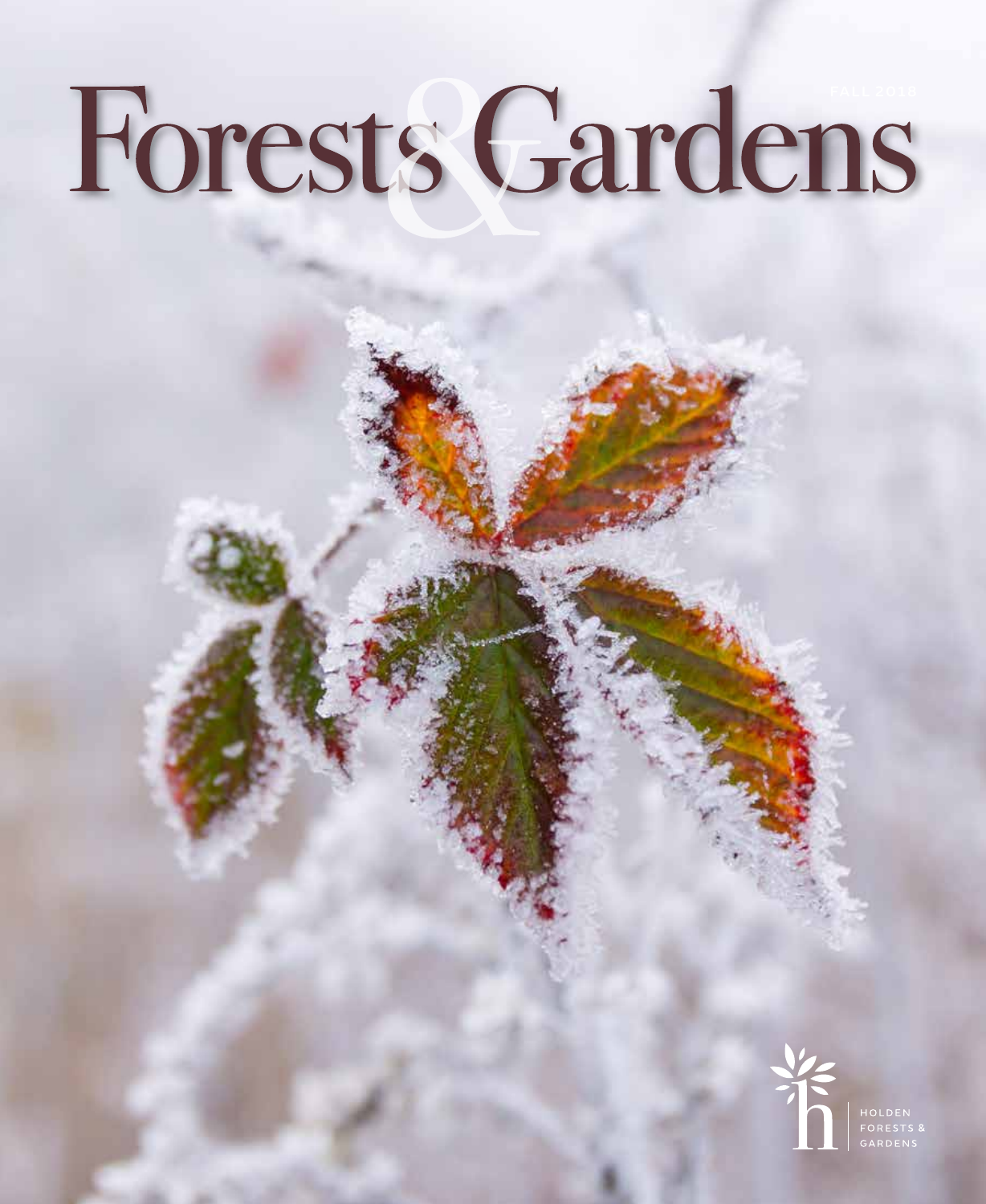# Forests & Gardens

FALL 2018

HOLDEN FORESTS & GARDENS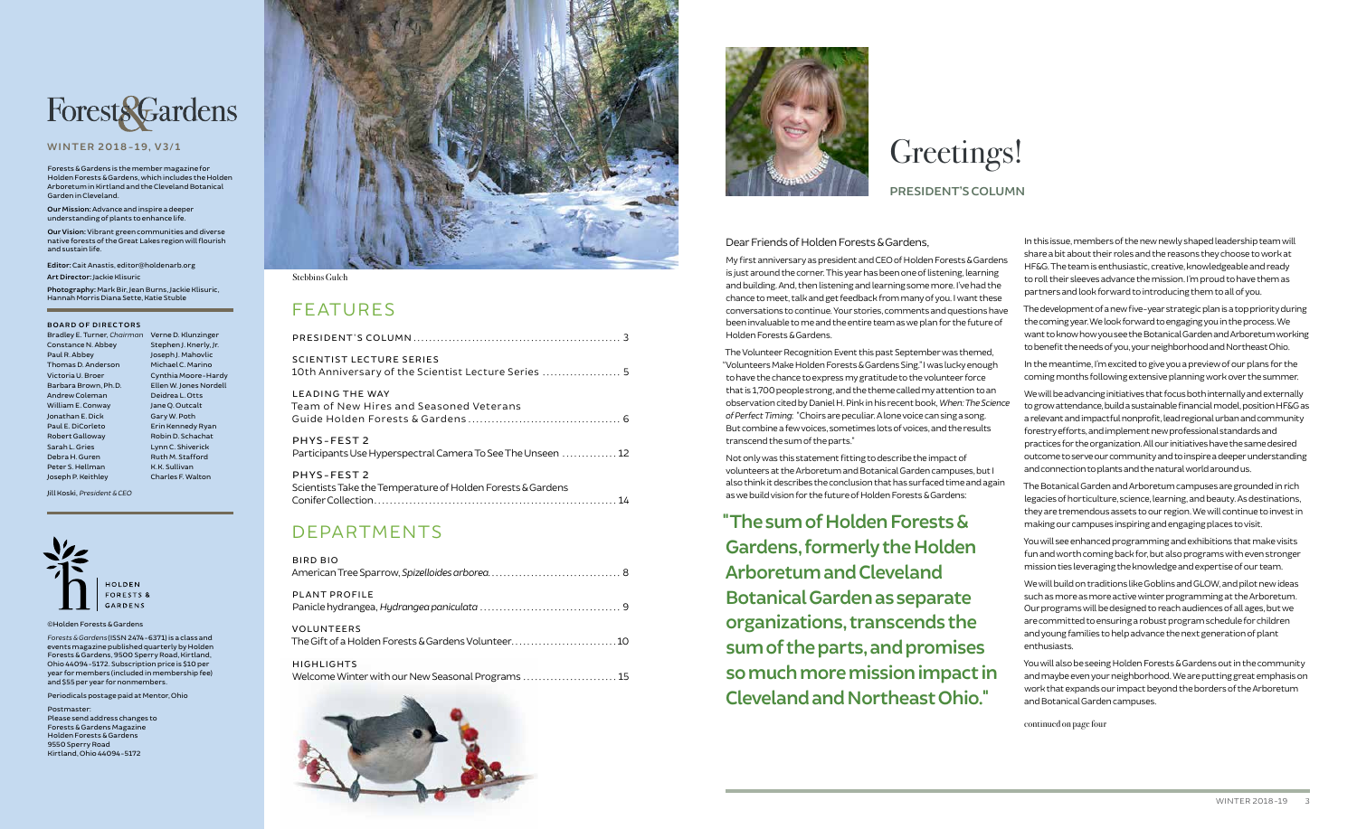# Forests & Gardens

**WINTER 2018–19, V3/1**

Forests & Gardens is the member magazine for Holden Forests & Gardens, which includes the Holden Arboretum in Kirtland and the Cleveland Botanical Garden in Cleveland.

**Our Mission:** Advance and inspire a deeper understanding of plants to enhance life.

**Our Vision:** Vibrant green communities and diverse native forests of the Great Lakes region will flourish and sustain life.

**Editor:** Cait Anastis, editor@holdenarb.org

**Art Director:** Jackie Klisuric

**Photography:** Mark Bir, Jean Burns, Jackie Klisuric, Hannah Morris Diana Sette, Katie Stuble

**BOARD OF DIRECTORS**

Bradley E. Turner, *Chairman*
Constance N. Abbey
Paul R. Abbey
Thomas D. Anderson
Victoria U. Broer
Barbara Brown, Ph.D.
Andrew Coleman
William E. Conway
Jonathan E. Dick
Paul E. DiCorleto
Robert Galloway
Sarah L. Gries
Debra H. Guren
Peter S. Hellman
Joseph P. Keithley
Verne D. Klunzinger
Stephen J. Knerly, Jr.
Joseph J. Mahovlic
Michael C. Marino
Cynthia Moore-Hardy
Ellen W. Jones Nordell
Deidrea L. Otts
Jane Q. Outcalt
Gary W. Poth
Erin Kennedy Ryan
Robin D. Schachat
Lynn C. Shiverick
Ruth M. Stafford
K.K. Sullivan
Charles F. Walton

Jill Koski, *President & CEO*

©Holden Forests & Gardens

*Forests & Gardens* (ISSN 2474-6371) is a class and events magazine published quarterly by Holden Forests & Gardens, 9500 Sperry Road, Kirtland, Ohio 44094-5172. Subscription price is $10 per year for members (included in membership fee) and $55 per year for nonmembers.

Periodicals postage paid at Mentor, Ohio

Postmaster:
Please send address changes to
Forests & Gardens Magazine
Holden Forests & Gardens
9550 Sperry Road
Kirtland, Ohio 44094-5172

Stebbins Gulch

## FEATURES

PRESIDENT'S COLUMN .......... 3

SCIENTIST LECTURE SERIES
10th Anniversary of the Scientist Lecture Series .......... 5

LEADING THE WAY
Team of New Hires and Seasoned Veterans Guide Holden Forests & Gardens .......... 6

PHYS-FEST 2
Participants Use Hyperspectral Camera To See The Unseen .......... 12

PHYS-FEST 2
Scientists Take the Temperature of Holden Forests & Gardens Conifer Collection .......... 14

## DEPARTMENTS

BIRD BIO
American Tree Sparrow, *Spizelloides arborea*. .......... 8

PLANT PROFILE
Panicle hydrangea, *Hydrangea paniculata* .......... 9

VOLUNTEERS
The Gift of a Holden Forests & Gardens Volunteer. .......... 10

HIGHLIGHTS
Welcome Winter with our New Seasonal Programs .......... 15

# Greetings!

**PRESIDENT'S COLUMN**

Dear Friends of Holden Forests & Gardens,

My first anniversary as president and CEO of Holden Forests & Gardens is just around the corner. This year has been one of listening, learning and building. And, then listening and learning some more. I've had the chance to meet, talk and get feedback from many of you. I want these conversations to continue. Your stories, comments and questions have been invaluable to me and the entire team as we plan for the future of Holden Forests & Gardens.

The Volunteer Recognition Event this past September was themed, "Volunteers Make Holden Forests & Gardens Sing." I was lucky enough to have the chance to express my gratitude to the volunteer force that is 1,700 people strong, and the theme called my attention to an observation cited by Daniel H. Pink in his recent book, *When: The Science of Perfect Timing*: "Choirs are peculiar. A lone voice can sing a song. But combine a few voices, sometimes lots of voices, and the results transcend the sum of the parts."

Not only was this statement fitting to describe the impact of volunteers at the Arboretum and Botanical Garden campuses, but I also think it describes the conclusion that has surfaced time and again as we build vision for the future of Holden Forests & Gardens:

**"The sum of Holden Forests & Gardens, formerly the Holden Arboretum and Cleveland Botanical Garden as separate organizations, transcends the sum of the parts, and promises so much more mission impact in Cleveland and Northeast Ohio."**

In this issue, members of the new newly shaped leadership team will share a bit about their roles and the reasons they choose to work at HF&G. The team is enthusiastic, creative, knowledgeable and ready to roll their sleeves up to advance the mission. I'm proud to have them as partners and look forward to introducing them to all of you.

The development of a new five-year strategic plan is a top priority during the coming year. We look forward to engaging you in the process. We want to know how you see the Botanical Garden and Arboretum working to benefit the needs of you, your neighborhood and Northeast Ohio.

In the meantime, I'm excited to give you a preview of our plans for the coming months following extensive planning work over the summer.

We will be advancing initiatives that focus both internally and externally to grow attendance, build a sustainable financial model, position HF&G as a relevant and impactful nonprofit, lead regional urban and community forestry efforts, and implement new professional standards and practices for the organization. All our initiatives have the same desired outcome to serve our community and to inspire a deeper understanding and connection to plants and the natural world around us.

The Botanical Garden and Arboretum campuses are grounded in rich legacies of horticulture, science, learning, and beauty. As destinations, they are tremendous assets to our region. We will continue to invest in making our campuses inspiring and engaging places to visit.

You will see enhanced programming and exhibitions that make visits fun and worth coming back for, but also programs with even stronger mission ties leveraging the knowledge and expertise of our team.

We will build on traditions like Goblins and GLOW, and pilot new ideas such as more as more active winter programming at the Arboretum. Our programs will be designed to reach audiences of all ages, but we are committed to ensuring a robust program schedule for children and young families to help advance the next generation of plant enthusiasts.

You will also be seeing Holden Forests & Gardens out in the community and maybe even your neighborhood. We are putting great emphasis on work that expands our impact beyond the borders of the Arboretum and Botanical Garden campuses.

continued on page four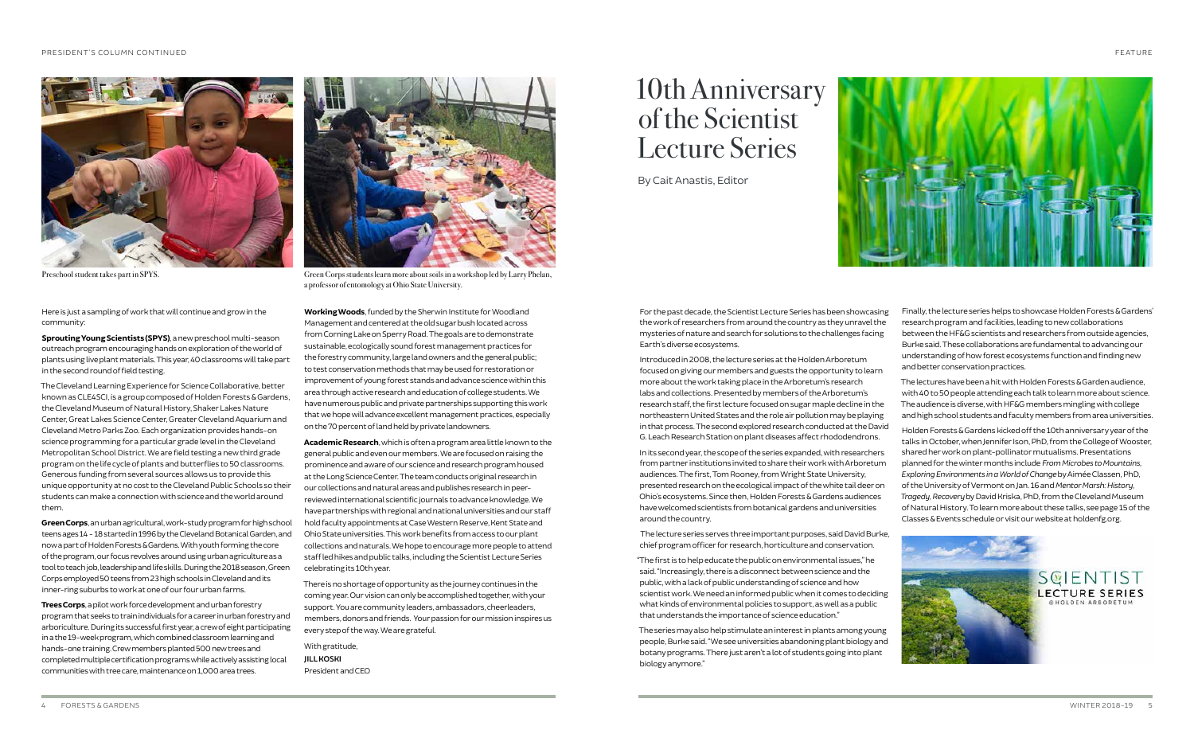Preschool student takes part in SPYS.

Green Corps students learn more about soils in a workshop led by Larry Phelan, a professor of entomology at Ohio State University.

Here is just a sampling of work that will continue and grow in the community:

**Sprouting Young Scientists (SPYS)**, a new preschool multi-season outreach program encouraging hands on exploration of the world of plants using live plant materials. This year, 40 classrooms will take part in the second round of field testing.

The Cleveland Learning Experience for Science Collaborative, better known as CLE4SCI, is a group composed of Holden Forests & Gardens, the Cleveland Museum of Natural History, Shaker Lakes Nature Center, Great Lakes Science Center, Greater Cleveland Aquarium and Cleveland Metro Parks Zoo. Each organization provides hands-on science programming for a particular grade level in the Cleveland Metropolitan School District. We are field testing a new third grade program on the life cycle of plants and butterflies to 50 classrooms. Generous funding from several sources allows us to provide this unique opportunity at no cost to the Cleveland Public Schools so their students can make a connection with science and the world around them.

**Green Corps**, an urban agricultural, work-study program for high school teens ages 14 - 18 started in 1996 by the Cleveland Botanical Garden, and now a part of Holden Forests & Gardens. With youth forming the core of the program, our focus revolves around using urban agriculture as a tool to teach job, leadership and life skills. During the 2018 season, Green Corps employed 50 teens from 23 high schools in Cleveland and its inner-ring suburbs to work at one of our four urban farms.

**Trees Corps**, a pilot work force development and urban forestry program that seeks to train individuals for a career in urban forestry and arboriculture. During its successful first year, a crew of eight participating in a the 19-week program, which combined classroom learning and hands-one training. Crew members planted 500 new trees and completed multiple certification programs while actively assisting local communities with tree care, maintenance on 1,000 area trees.

**Working Woods**, funded by the Sherwin Institute for Woodland Management and centered at the old sugar bush located across from Corning Lake on Sperry Road. The goals are to demonstrate sustainable, ecologically sound forest management practices for the forestry community, large land owners and the general public; to test conservation methods that may be used for restoration or improvement of young forest stands and advance science within this area through active research and education of college students. We have numerous public and private partnerships supporting this work that we hope will advance excellent management practices, especially on the 70 percent of land held by private landowners.

**Academic Research**, which is often a program area little known to the general public and even our members. We are focused on raising the prominence and aware of our science and research program housed at the Long Science Center. The team conducts original research in our collections and natural areas and publishes research in peer-reviewed international scientific journals to advance knowledge. We have partnerships with regional and national universities and our staff hold faculty appointments at Case Western Reserve, Kent State and Ohio State universities. This work benefits from access to our plant collections and naturals. We hope to encourage more people to attend staff led hikes and public talks, including the Scientist Lecture Series celebrating its 10th year.

There is no shortage of opportunity as the journey continues in the coming year. Our vision can only be accomplished together, with your support. You are community leaders, ambassadors, cheerleaders, members, donors and friends. Your passion for our mission inspires us every step of the way. We are grateful.

With gratitude,

**JILL KOSKI**
President and CEO

# 10th Anniversary of the Scientist Lecture Series

By Cait Anastis, Editor

For the past decade, the Scientist Lecture Series has been showcasing the work of researchers from around the country as they unravel the mysteries of nature and search for solutions to the challenges facing Earth's diverse ecosystems.

Introduced in 2008, the lecture series at the Holden Arboretum focused on giving our members and guests the opportunity to learn more about the work taking place in the Arboretum's research labs and collections. Presented by members of the Arboretum's research staff, the first lecture focused on sugar maple decline in the northeastern United States and the role air pollution may be playing in that process. The second explored research conducted at the David G. Leach Research Station on plant diseases affect rhododendrons.

In its second year, the scope of the series expanded, with researchers from partner institutions invited to share their work with Arboretum audiences. The first, Tom Rooney, from Wright State University, presented research on the ecological impact of the white tail deer on Ohio's ecosystems. Since then, Holden Forests & Gardens audiences have welcomed scientists from botanical gardens and universities around the country.

The lecture series serves three important purposes, said David Burke, chief program officer for research, horticulture and conservation.

"The first is to help educate the public on environmental issues," he said. "Increasingly, there is a disconnect between science and the public, with a lack of public understanding of science and how scientist work. We need an informed public when it comes to deciding what kinds of environmental policies to support, as well as a public that understands the importance of science education."

The series may also help stimulate an interest in plants among young people, Burke said. "We see universities abandoning plant biology and botany programs. There just aren't a lot of students going into plant biology anymore."

Finally, the lecture series helps to showcase Holden Forests & Gardens' research program and facilities, leading to new collaborations between the HF&G scientists and researchers from outside agencies, Burke said. These collaborations are fundamental to advancing our understanding of how forest ecosystems function and finding new and better conservation practices.

The lectures have been a hit with Holden Forests & Garden audience, with 40 to 50 people attending each talk to learn more about science. The audience is diverse, with HF&G members mingling with college and high school students and faculty members from area universities.

Holden Forests & Gardens kicked off the 10th anniversary year of the talks in October, when Jennifer Ison, PhD, from the College of Wooster, shared her work on plant-pollinator mutualisms. Presentations planned for the winter months include *From Microbes to Mountains, Exploring Environments in a World of Change* by Aimée Classen, PhD, of the University of Vermont on Jan. 16 and *Mentor Marsh: History, Tragedy, Recovery* by David Kriska, PhD, from the Cleveland Museum of Natural History. To learn more about these talks, see page 15 of the Classes & Events schedule or visit our website at holdenfg.org.

SCIENTIST LECTURE SERIES @HOLDEN ARBORETUM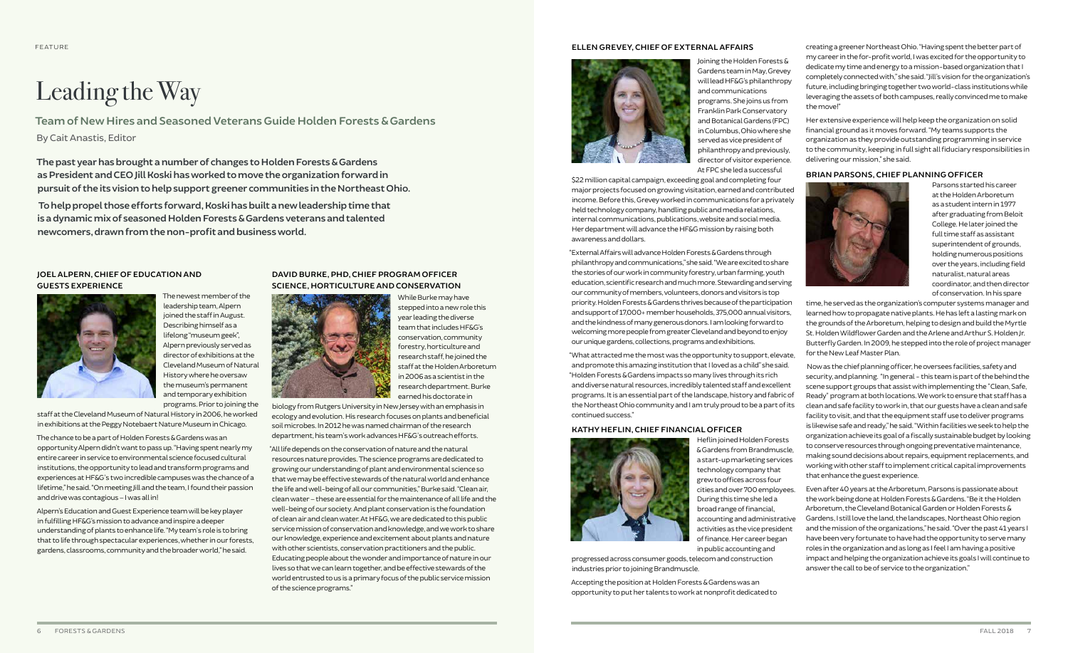FEATURE

# Leading the Way

## Team of New Hires and Seasoned Veterans Guide Holden Forests & Gardens

By Cait Anastis, Editor

**The past year has brought a number of changes to Holden Forests & Gardens as President and CEO Jill Koski has worked to move the organization forward in pursuit of the its vision to help support greener communities in the Northeast Ohio.**

**To help propel those efforts forward, Koski has built a new leadership time that is a dynamic mix of seasoned Holden Forests & Gardens veterans and talented newcomers, drawn from the non-profit and business world.**

### JOEL ALPERN, CHIEF OF EDUCATION AND GUESTS EXPERIENCE

The newest member of the leadership team, Alpern joined the staff in August. Describing himself as a lifelong "museum geek", Alpern previously served as director of exhibitions at the Cleveland Museum of Natural History where he oversaw the museum's permanent and temporary exhibition programs. Prior to joining the staff at the Cleveland Museum of Natural History in 2006, he worked in exhibitions at the Peggy Notebaert Nature Museum in Chicago.

The chance to be a part of Holden Forests & Gardens was an opportunity Alpern didn't want to pass up. "Having spent nearly my entire career in service to environmental science focused cultural institutions, the opportunity to lead and transform programs and experiences at HF&G's two incredible campuses was the chance of a lifetime," he said. "On meeting Jill and the team, I found their passion and drive was contagious – I was all in!

Alpern's Education and Guest Experience team will be key player in fulfilling HF&G's mission to advance and inspire a deeper understanding of plants to enhance life. "My team's role is to bring that to life through spectacular experiences, whether in our forests, gardens, classrooms, community and the broader world," he said.

### DAVID BURKE, PHD, CHIEF PROGRAM OFFICER SCIENCE, HORTICULTURE AND CONSERVATION

While Burke may have stepped into a new role this year leading the diverse team that includes HF&G's conservation, community forestry, horticulture and research staff, he joined the staff at the Holden Arboretum in 2006 as a scientist in the research department. Burke earned his doctorate in biology from Rutgers University in New Jersey with an emphasis in ecology and evolution. His research focuses on plants and beneficial soil microbes. In 2012 he was named chairman of the research department, his team's work advances HF&G's outreach efforts.

"All life depends on the conservation of nature and the natural resources nature provides. The science programs are dedicated to growing our understanding of plant and environmental science so that we may be effective stewards of the natural world and enhance the life and well-being of all our communities," Burke said. "Clean air, clean water – these are essential for the maintenance of all life and the well-being of our society. And plant conservation is the foundation of clean air and clean water. At HF&G, we are dedicated to this public service mission of conservation and knowledge, and we work to share our knowledge, experience and excitement about plants and nature with other scientists, conservation practitioners and the public. Educating people about the wonder and importance of nature in our lives so that we can learn together, and be effective stewards of the world entrusted to us is a primary focus of the public service mission of the science programs."

### ELLEN GREVEY, CHIEF OF EXTERNAL AFFAIRS

Joining the Holden Forests & Gardens team in May, Grevey will lead HF&G's philanthropy and communications programs. She joins us from Franklin Park Conservatory and Botanical Gardens (FPC) in Columbus, Ohio where she served as vice president of philanthropy and previously, director of visitor experience. At FPC she led a successful $22 million capital campaign, exceeding goal and completing four major projects focused on growing visitation, earned and contributed income. Before this, Grevey worked in communications for a privately held technology company, handling public and media relations, internal communications, publications, website and social media. Her department will advance the HF&G mission by raising both awareness and dollars.

"External Affairs will advance Holden Forests & Gardens through philanthropy and communications," she said. "We are excited to share the stories of our work in community forestry, urban farming, youth education, scientific research and much more. Stewarding and serving our community of members, volunteers, donors and visitors is top priority. Holden Forests & Gardens thrives because of the participation and support of 17,000+ member households, 375,000 annual visitors, and the kindness of many generous donors. I am looking forward to welcoming more people from greater Cleveland and beyond to enjoy our unique gardens, collections, programs and exhibitions.

"What attracted me the most was the opportunity to support, elevate, and promote this amazing institution that I loved as a child" she said. "Holden Forests & Gardens impacts so many lives through its rich and diverse natural resources, incredibly talented staff and excellent programs. It is an essential part of the landscape, history and fabric of the Northeast Ohio community and I am truly proud to be a part of its continued success."

### KATHY HEFLIN, CHIEF FINANCIAL OFFICER

Heflin joined Holden Forests & Gardens from Brandmuscle, a start-up marketing services technology company that grew to offices across four cities and over 700 employees. During this time she led a broad range of financial, accounting and administrative activities as the vice president of finance. Her career began in public accounting and progressed across consumer goods, telecom and construction industries prior to joining Brandmuscle.

Accepting the position at Holden Forests & Gardens was an opportunity to put her talents to work at nonprofit dedicated to creating a greener Northeast Ohio. "Having spent the better part of my career in the for-profit world, I was excited for the opportunity to dedicate my time and energy to a mission-based organization that I completely connected with," she said. "Jill's vision for the organization's future, including bringing together two world-class institutions while leveraging the assets of both campuses, really convinced me to make the move!"

Her extensive experience will help keep the organization on solid financial ground as it moves forward. "My teams supports the organization as they provide outstanding programming in service to the community, keeping in full sight all fiduciary responsibilities in delivering our mission," she said.

### BRIAN PARSONS, CHIEF PLANNING OFFICER

Parsons started his career at the Holden Arboretum as a student intern in 1977 after graduating from Beloit College. He later joined the full time staff as assistant superintendent of grounds, holding numerous positions over the years, including field naturalist, natural areas coordinator, and then director of conservation. In his spare time, he served as the organization's computer systems manager and learned how to propagate native plants. He has left a lasting mark on the grounds of the Arboretum, helping to design and build the Myrtle St. Holden Wildflower Garden and the Arlene and Arthur S. Holden Jr. Butterfly Garden. In 2009, he stepped into the role of project manager for the New Leaf Master Plan.

Now as the chief planning officer, he oversees facilities, safety and security, and planning. "In general – this team is part of the behind the scene support groups that assist with implementing the "Clean, Safe, Ready" program at both locations. We work to ensure that staff has a clean and safe facility to work in, that our guests have a clean and safe facility to visit, and that the equipment staff use to deliver programs is likewise safe and ready," he said. "Within facilities we seek to help the organization achieve its goal of a fiscally sustainable budget by looking to conserve resources through ongoing preventative maintenance, making sound decisions about repairs, equipment replacements, and working with other staff to implement critical capital improvements that enhance the guest experience.

Even after 40 years at the Arboretum, Parsons is passionate about the work being done at Holden Forests & Gardens. "Be it the Holden Arboretum, the Cleveland Botanical Garden or Holden Forests & Gardens, I still love the land, the landscapes, Northeast Ohio region and the mission of the organizations," he said. "Over the past 41 years I have been very fortunate to have had the opportunity to serve many roles in the organization and as long as I feel I am having a positive impact and helping the organization achieve its goals I will continue to answer the call to be of service to the organization."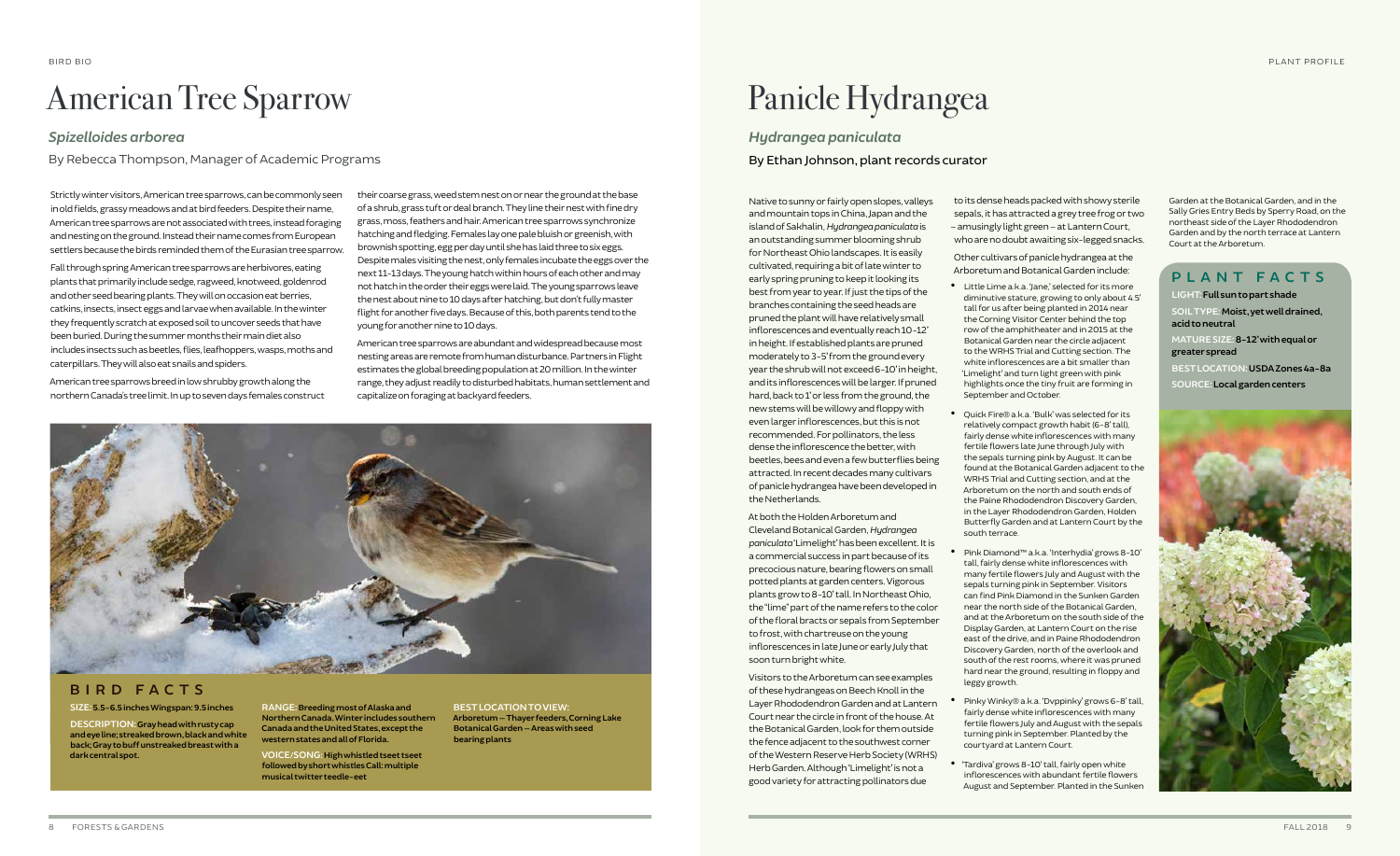# American Tree Sparrow

## *Spizelloides arborea*

By Rebecca Thompson, Manager of Academic Programs

Strictly winter visitors, American tree sparrows, can be commonly seen in old fields, grassy meadows and at bird feeders. Despite their name, American tree sparrows are not associated with trees, instead foraging and nesting on the ground. Instead their name comes from European settlers because the birds reminded them of the Eurasian tree sparrow.

Fall through spring American tree sparrows are herbivores, eating plants that primarily include sedge, ragweed, knotweed, goldenrod and other seed bearing plants. They will on occasion eat berries, catkins, insects, insect eggs and larvae when available. In the winter they frequently scratch at exposed soil to uncover seeds that have been buried. During the summer months their main diet also includes insects such as beetles, flies, leafhoppers, wasps, moths and caterpillars. They will also eat snails and spiders.

American tree sparrows breed in low shrubby growth along the northern Canada's tree limit. In up to seven days females construct their coarse grass, weed stem nest on or near the ground at the base of a shrub, grass tuft or deal branch. They line their nest with fine dry grass, moss, feathers and hair. American tree sparrows synchronize hatching and fledging. Females lay one pale bluish or greenish, with brownish spotting, egg per day until she has laid three to six eggs. Despite males visiting the nest, only females incubate the eggs over the next 11-13 days. The young hatch within hours of each other and may not hatch in the order their eggs were laid. The young sparrows leave the nest about nine to 10 days after hatching, but don't fully master flight for another five days. Because of this, both parents tend to the young for another nine to 10 days.

American tree sparrows are abundant and widespread because most nesting areas are remote from human disturbance. Partners in Flight estimates the global breeding population at 20 million. In the winter range, they adjust readily to disturbed habitats, human settlement and capitalize on foraging at backyard feeders.

### BIRD FACTS

**SIZE:** 5.5–6.5 inches Wingspan: 9.5 inches

**DESCRIPTION:** Gray head with rusty cap and eye line; streaked brown, black and white back; Gray to buff unstreaked breast with a dark central spot.

**RANGE:** Breeding most of Alaska and Northern Canada. Winter includes southern Canada and the United States, except the western states and all of Florida.

**VOICE/SONG:** High whistled tseet tseet followed by short whistles Call: multiple musical twitter teedle-eet

**BEST LOCATION TO VIEW:** Arboretum – Thayer feeders, Corning Lake Botanical Garden – Areas with seed bearing plants

# Panicle Hydrangea

## *Hydrangea paniculata*

By Ethan Johnson, plant records curator

Native to sunny or fairly open slopes, valleys and mountain tops in China, Japan and the island of Sakhalin, *Hydrangea paniculata* is an outstanding summer blooming shrub for Northeast Ohio landscapes. It is easily cultivated, requiring a bit of late winter to early spring pruning to keep it looking its best from year to year. If just the tips of the branches containing the seed heads are pruned the plant will have relatively small inflorescences and eventually reach 10-12' in height. If established plants are pruned moderately to 3-5' from the ground every year the shrub will not exceed 6-10' in height, and its inflorescences will be larger. If pruned hard, back to 1' or less from the ground, the new stems will be willowy and floppy with even larger inflorescences, but this is not recommended. For pollinators, the less dense the inflorescence the better, with beetles, bees and even a few butterflies being attracted. In recent decades many cultivars of panicle hydrangea have been developed in the Netherlands.

At both the Holden Arboretum and Cleveland Botanical Garden, *Hydrangea paniculata* 'Limelight' has been excellent. It is a commercial success in part because of its precocious nature, bearing flowers on small potted plants at garden centers. Vigorous plants grow to 8-10' tall. In Northeast Ohio, the "lime" part of the name refers to the color of the floral bracts or sepals from September to frost, with chartreuse on the young inflorescences in late June or early July that soon turn bright white.

Visitors to the Arboretum can see examples of these hydrangeas on Beech Knoll in the Layer Rhododendron Garden and at Lantern Court near the circle in front of the house. At the Botanical Garden, look for them outside the fence adjacent to the southwest corner of the Western Reserve Herb Society (WRHS) Herb Garden. Although 'Limelight' is not a good variety for attracting pollinators due to its dense heads packed with showy sterile sepals, it has attracted a grey tree frog or two – amusingly light green – at Lantern Court, who are no doubt awaiting six-legged snacks.

Other cultivars of panicle hydrangea at the Arboretum and Botanical Garden include:

- Little Lime a.k.a. 'Jane,' selected for its more diminutive stature, growing to only about 4.5' tall for us after being planted in 2014 near the Corning Visitor Center behind the top row of the amphitheater and in 2015 at the Botanical Garden near the circle adjacent to the WRHS Trial and Cutting section. The white inflorescences are a bit smaller than 'Limelight' and turn light green with pink highlights once the tiny fruit are forming in September and October.
- Quick Fire® a.k.a. 'Bulk' was selected for its relatively compact growth habit (6-8' tall), fairly dense white inflorescences with many fertile flowers late June through July with the sepals turning pink by August. It can be found at the Botanical Garden adjacent to the WRHS Trial and Cutting section, and at the Arboretum on the north and south ends of the Paine Rhododendron Discovery Garden, in the Layer Rhododendron Garden, Holden Butterfly Garden and at Lantern Court by the south terrace.
- Pink Diamond™ a.k.a. 'Interhydia' grows 8-10' tall, fairly dense white inflorescences with many fertile flowers July and August with the sepals turning pink in September. Visitors can find Pink Diamond in the Sunken Garden near the north side of the Botanical Garden, and at the Arboretum on the south side of the Display Garden, at Lantern Court on the rise east of the drive, and in Paine Rhododendron Discovery Garden, north of the overlook and south of the rest rooms, where it was pruned hard near the ground, resulting in floppy and leggy growth.
- Pinky Winky® a.k.a. 'Dvppinky' grows 6-8' tall, fairly dense white inflorescences with many fertile flowers July and August with the sepals turning pink in September. Planted by the courtyard at Lantern Court.
- 'Tardiva' grows 8-10' tall, fairly open white inflorescences with abundant fertile flowers August and September. Planted in the Sunken Garden at the Botanical Garden, and in the Sally Gries Entry Beds by Sperry Road, on the northeast side of the Layer Rhododendron Garden and by the north terrace at Lantern Court at the Arboretum.

### PLANT FACTS

**LIGHT:** Full sun to part shade

**SOIL TYPE:** Moist, yet well drained, acid to neutral

**MATURE SIZE:** 8-12' with equal or greater spread

**BEST LOCATION:** USDA Zones 4a-8a

**SOURCE:** Local garden centers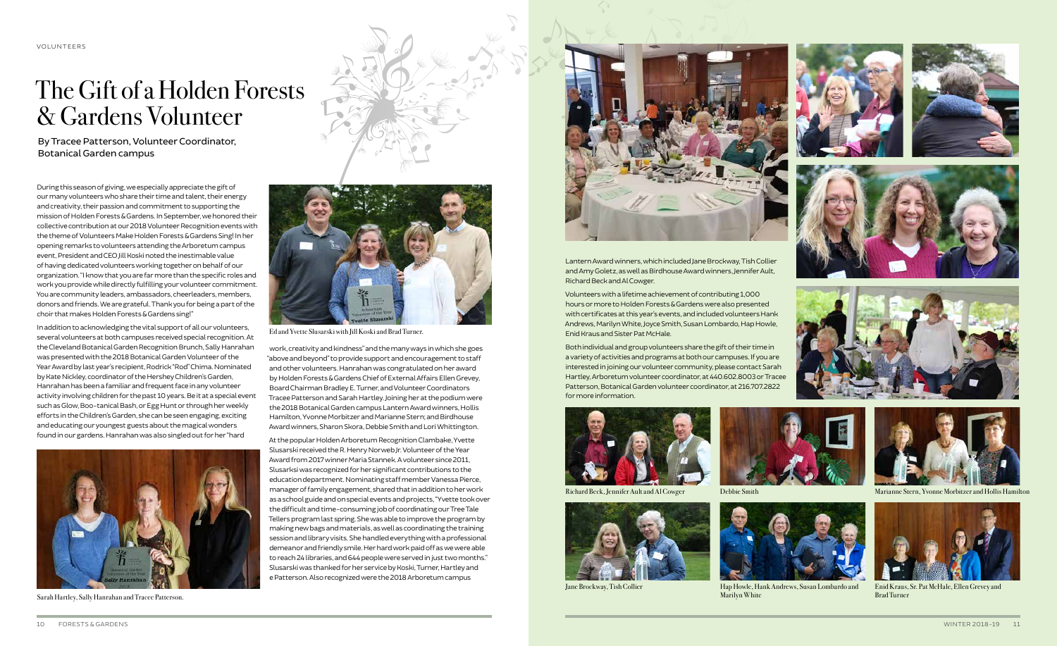VOLUNTEERS

# The Gift of a Holden Forests & Gardens Volunteer

By Tracee Patterson, Volunteer Coordinator, Botanical Garden campus

During this season of giving, we especially appreciate the gift of our many volunteers who share their time and talent, their energy and creativity, their passion and commitment to supporting the mission of Holden Forests & Gardens. In September, we honored their collective contribution at our 2018 Volunteer Recognition events with the theme of Volunteers Make Holden Forests & Gardens Sing! In her opening remarks to volunteers attending the Arboretum campus event, President and CEO Jill Koski noted the inestimable value of having dedicated volunteers working together on behalf of our organization. "I know that you are far more than the specific roles and work you provide while directly fulfilling your volunteer commitment. You are community leaders, ambassadors, cheerleaders, members, donors and friends. We are grateful. Thank you for being a part of the choir that makes Holden Forests & Gardens sing!"

In addition to acknowledging the vital support of all our volunteers, several volunteers at both campuses received special recognition. At the Cleveland Botanical Garden Recognition Brunch, Sally Hanrahan was presented with the 2018 Botanical Garden Volunteer of the Year Award by last year's recipient, Rodrick "Rod" Chima. Nominated by Kate Nickley, coordinator of the Hershey Children's Garden, Hanrahan has been a familiar and frequent face in any volunteer activity involving children for the past 10 years. Be it at a special event such as Glow, Boo-tanical Bash, or Egg Hunt or through her weekly efforts in the Children's Garden, she can be seen engaging, exciting and educating our youngest guests about the magical wonders found in our gardens. Hanrahan was also singled out for her "hard work, creativity and kindness" and the many ways in which she goes "above and beyond" to provide support and encouragement to staff and other volunteers. Hanrahan was congratulated on her award by Holden Forests & Gardens Chief of External Affairs Ellen Grevey, Board Chairman Bradley E. Turner, and Volunteer Coordinators Tracee Patterson and Sarah Hartley. Joining her at the podium were the 2018 Botanical Garden campus Lantern Award winners, Hollis Hamilton, Yvonne Morbitzer and Marianne Stern; and Birdhouse Award winners, Sharon Skora, Debbie Smith and Lori Whittington.

Sarah Hartley, Sally Hanrahan and Tracee Patterson.

Ed and Yvette Slusarski with Jill Koski and Brad Turner.

At the popular Holden Arboretum Recognition Clambake, Yvette Slusarski received the R. Henry Norweb Jr. Volunteer of the Year Award from 2017 winner Maria Stannek. A volunteer since 2011, Slusarski was recognized for her significant contributions to the education department. Nominating staff member Vanessa Pierce, manager of family engagement, shared that in addition to her work as a school guide and on special events and projects, "Yvette took over the difficult and time-consuming job of coordinating our Tree Tale Tellers program last spring. She was able to improve the program by making new bags and materials, as well as coordinating the training session and library visits. She handled everything with a professional demeanor and friendly smile. Her hard work paid off as we were able to reach 24 libraries, and 644 people were served in just two months." Slusarski was thanked for her service by Koski, Turner, Hartley and e Patterson. Also recognized were the 2018 Arboretum campus Lantern Award winners, which included Jane Brockway, Tish Collier and Amy Goletz, as well as Birdhouse Award winners, Jennifer Ault, Richard Beck and Al Cowger.

Volunteers with a lifetime achievement of contributing 1,000 hours or more to Holden Forests & Gardens were also presented with certificates at this year's events, and included volunteers Hank Andrews, Marilyn White, Joyce Smith, Susan Lombardo, Hap Howle, Enid Kraus and Sister Pat McHale.

Both individual and group volunteers share the gift of their time in a variety of activities and programs at both our campuses. If you are interested in joining our volunteer community, please contact Sarah Hartley, Arboretum volunteer coordinator, at 440.602.8003 or Tracee Patterson, Botanical Garden volunteer coordinator, at 216.707.2822 for more information.

Richard Beck, Jennifer Ault and Al Cowger

Debbie Smith

Marianne Stern, Yvonne Morbitzer and Hollis Hamilton

Jane Brockway, Tish Collier

Hap Howle, Hank Andrews, Susan Lombardo and Marilyn White

Enid Kraus, Sr. Pat McHale, Ellen Grevey and Brad Turner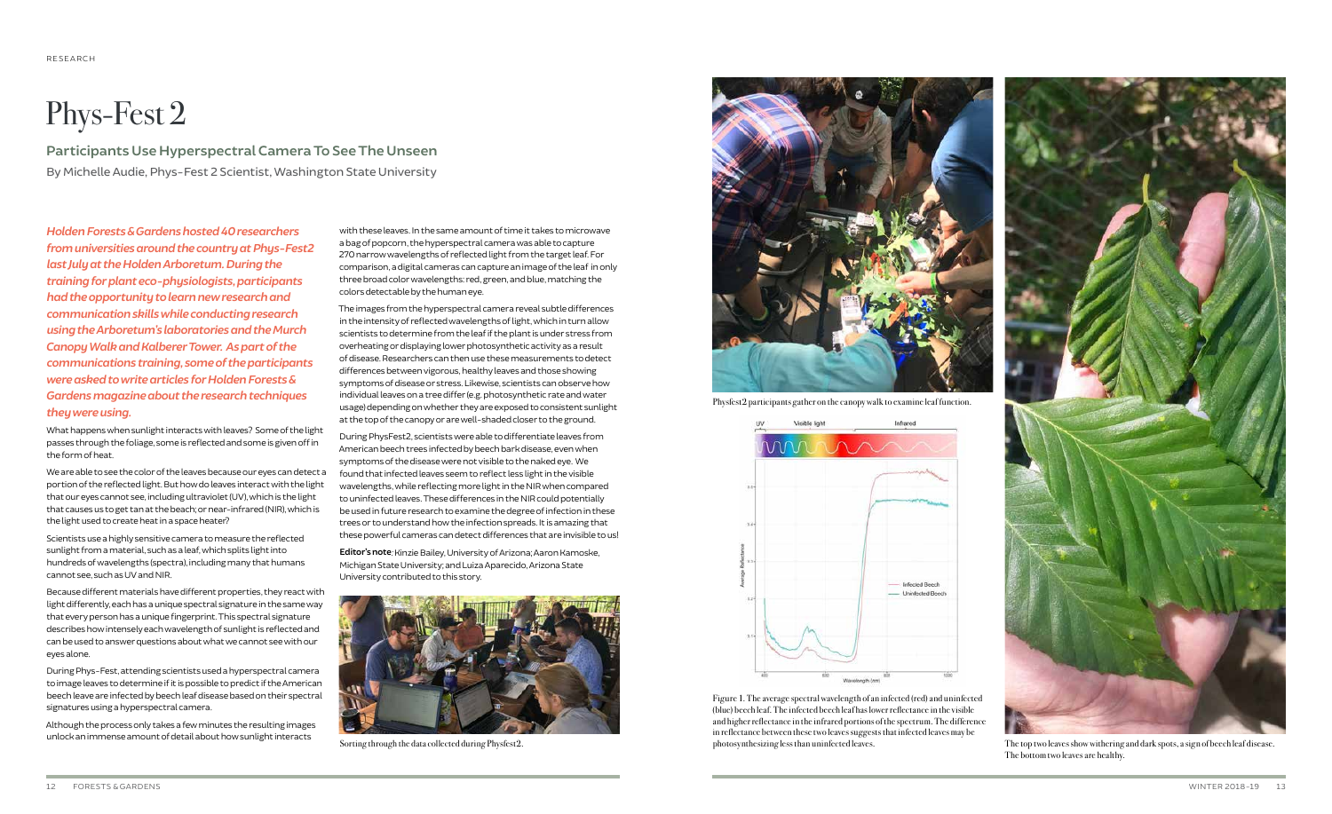# Phys-Fest 2

## Participants Use Hyperspectral Camera To See The Unseen

By Michelle Audie, Phys-Fest 2 Scientist, Washington State University

***Holden Forests & Gardens hosted 40 researchers from universities around the country at Phys-Fest2 last July at the Holden Arboretum. During the training for plant eco-physiologists, participants had the opportunity to learn new research and communication skills while conducting research using the Arboretum's laboratories and the Murch Canopy Walk and Kalberer Tower. As part of the communications training, some of the participants were asked to write articles for Holden Forests & Gardens magazine about the research techniques they were using.***

What happens when sunlight interacts with leaves? Some of the light passes through the foliage, some is reflected and some is given off in the form of heat.

We are able to see the color of the leaves because our eyes can detect a portion of the reflected light. But how do leaves interact with the light that our eyes cannot see, including ultraviolet (UV), which is the light that causes us to get tan at the beach; or near-infrared (NIR), which is the light used to create heat in a space heater?

Scientists use a highly sensitive camera to measure the reflected sunlight from a material, such as a leaf, which splits light into hundreds of wavelengths (spectra), including many that humans cannot see, such as UV and NIR.

Because different materials have different properties, they react with light differently, each has a unique spectral signature in the same way that every person has a unique fingerprint. This spectral signature describes how intensely each wavelength of sunlight is reflected and can be used to answer questions about what we cannot see with our eyes alone.

During Phys-Fest, attending scientists used a hyperspectral camera to image leaves to determine if it is possible to predict if the American beech leave are infected by beech leaf disease based on their spectral signatures using a hyperspectral camera.

Although the process only takes a few minutes the resulting images unlock an immense amount of detail about how sunlight interacts with these leaves. In the same amount of time it takes to microwave a bag of popcorn, the hyperspectral camera was able to capture 270 narrow wavelengths of reflected light from the target leaf. For comparison, a digital cameras can capture an image of the leaf in only three broad color wavelengths: red, green, and blue, matching the colors detectable by the human eye.

The images from the hyperspectral camera reveal subtle differences in the intensity of reflected wavelengths of light, which in turn allow scientists to determine from the leaf if the plant is under stress from overheating or displaying lower photosynthetic activity as a result of disease. Researchers can then use these measurements to detect differences between vigorous, healthy leaves and those showing symptoms of disease or stress. Likewise, scientists can observe how individual leaves on a tree differ (e.g. photosynthetic rate and water usage) depending on whether they are exposed to consistent sunlight at the top of the canopy or are well-shaded closer to the ground.

During PhysFest2, scientists were able to differentiate leaves from American beech trees infected by beech bark disease, even when symptoms of the disease were not visible to the naked eye. We found that infected leaves seem to reflect less light in the visible wavelengths, while reflecting more light in the NIR when compared to uninfected leaves. These differences in the NIR could potentially be used in future research to examine the degree of infection in these trees or to understand how the infection spreads. It is amazing that these powerful cameras can detect differences that are invisible to us!

**Editor's note**: Kinzie Bailey, University of Arizona; Aaron Kamoske, Michigan State University; and Luiza Aparecido, Arizona State University contributed to this story.

Sorting through the data collected during Physfest2.

Physfest2 participants gather on the canopy walk to examine leaf function.

Figure 1. The average spectral wavelength of an infected (red) and uninfected (blue) beech leaf. The infected beech leaf has lower reflectance in the visible and higher reflectance in the infrared portions of the spectrum. The difference in reflectance between these two leaves suggests that infected leaves may be photosynthesizing less than uninfected leaves.

The top two leaves show withering and dark spots, a sign of beech leaf disease. The bottom two leaves are healthy.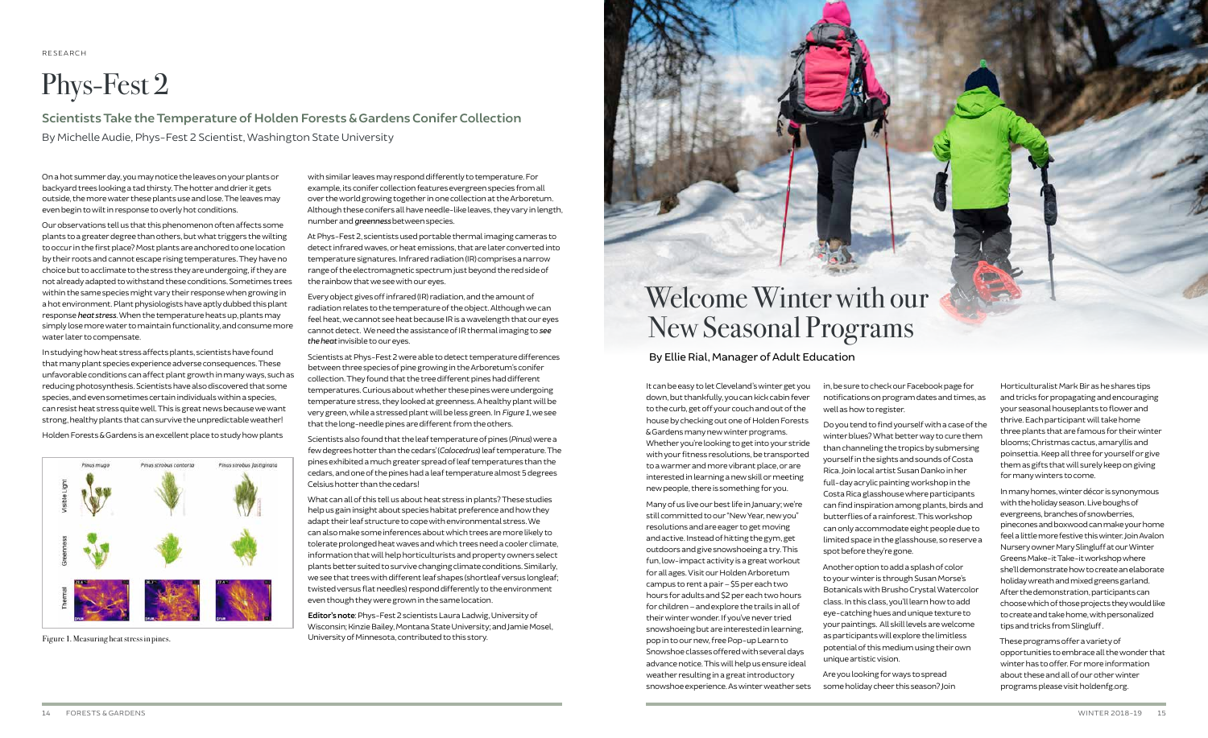RESEARCH

# Phys-Fest 2

## Scientists Take the Temperature of Holden Forests & Gardens Conifer Collection

By Michelle Audie, Phys-Fest 2 Scientist, Washington State University

On a hot summer day, you may notice the leaves on your plants or backyard trees looking a tad thirsty. The hotter and drier it gets outside, the more water these plants use and lose. The leaves may even begin to wilt in response to overly hot conditions.

Our observations tell us that this phenomenon often affects some plants to a greater degree than others, but what triggers the wilting to occur in the first place? Most plants are anchored to one location by their roots and cannot escape rising temperatures. They have no choice but to acclimate to the stress they are undergoing, if they are not already adapted to withstand these conditions. Sometimes trees within the same species might vary their response when growing in a hot environment. Plant physiologists have aptly dubbed this plant response ***heat stress***. When the temperature heats up, plants may simply lose more water to maintain functionality, and consume more water later to compensate.

In studying how heat stress affects plants, scientists have found that many plant species experience adverse consequences. These unfavorable conditions can affect plant growth in many ways, such as reducing photosynthesis. Scientists have also discovered that some species, and even sometimes certain individuals within a species, can resist heat stress quite well. This is great news because we want strong, healthy plants that can survive the unpredictable weather!

Holden Forests & Gardens is an excellent place to study how plants with similar leaves may respond differently to temperature. For example, its conifer collection features evergreen species from all over the world growing together in one collection at the Arboretum. Although these conifers all have needle-like leaves, they vary in length, number and ***greenness*** between species.

At Phys-Fest 2, scientists used portable thermal imaging cameras to detect infrared waves, or heat emissions, that are later converted into temperature signatures. Infrared radiation (IR) comprises a narrow range of the electromagnetic spectrum just beyond the red side of the rainbow that we see with our eyes.

Every object gives off infrared (IR) radiation, and the amount of radiation relates to the temperature of the object. Although we can feel heat, we cannot see heat because IR is a wavelength that our eyes cannot detect. We need the assistance of IR thermal imaging to ***see the heat*** invisible to our eyes.

Scientists at Phys-Fest 2 were able to detect temperature differences between three species of pine growing in the Arboretum's conifer collection. They found that the tree different pines had different temperatures. Curious about whether these pines were undergoing temperature stress, they looked at greenness. A healthy plant will be very green, while a stressed plant will be less green. In *Figure 1*, we see that the long-needle pines are different from the others.

Scientists also found that the leaf temperature of pines (*Pinus*) were a few degrees hotter than the cedars' (*Calocedrus*) leaf temperature. The pines exhibited a much greater spread of leaf temperatures than the cedars, and one of the pines had a leaf temperature almost 5 degrees Celsius hotter than the cedars!

What can all of this tell us in January; we're still committed to our "New Year, new you" … [see below]

What can all of this tell us about heat stress in plants? These studies help us gain insight about species habitat preference and how they adapt their leaf structure to cope with environmental stress. We can also make some inferences about which trees are more likely to tolerate prolonged heat waves and which trees need a cooler climate, information that will help horticulturists and property owners select plants better suited to survive changing climate conditions. Similarly, we see that trees with different leaf shapes (shortleaf versus longleaf; twisted versus flat needles) respond differently to the environment even though they were grown in the same location.

**Editor's note**: Phys-Fest 2 scientists Laura Ladwig, University of Wisconsin; Kinzie Bailey, Montana State University; and Jamie Mosel, University of Minnesota, contributed to this story.

Figure 1. Measuring heat stress in pines.

# Welcome Winter with our New Seasonal Programs

By Ellie Rial, Manager of Adult Education

It can be easy to let Cleveland's winter get you down, but thankfully, you can kick cabin fever to the curb, get off your couch and out of the house by checking out one of Holden Forests & Gardens many new winter programs. Whether you're looking to get into your stride with your fitness resolutions, be transported to a warmer and more vibrant place, or are interested in learning a new skill or meeting new people, there is something for you.

Many of us live our best life in January; we're still committed to our "New Year, new you" resolutions and are eager to get moving and active. Instead of hitting the gym, get outdoors and give snowshoeing a try. This fun, low-impact activity is a great workout for all ages. Visit our Holden Arboretum campus to rent a pair – $5 per each two hours for adults and $2 per each two hours for children – and explore the trails in all of their winter wonder. If you've never tried snowshoeing but are interested in learning, pop in to our new, free Pop-up Learn to Snowshoe classes offered with several days advance notice. This will help us ensure ideal weather resulting in a great introductory snowshoe experience. As winter weather sets in, be sure to check our Facebook page for notifications on program dates and times, as well as how to register.

Do you tend to find yourself with a case of the winter blues? What better way to cure them than channeling the tropics by submersing yourself in the sights and sounds of Costa Rica. Join local artist Susan Danko in her full-day acrylic painting workshop in the Costa Rica glasshouse where participants can find inspiration among plants, birds and butterflies of a rainforest. This workshop can only accommodate eight people due to limited space in the glasshouse, so reserve a spot before they're gone.

Another option to add a splash of color to your winter is through Susan Morse's Botanicals with Brusho Crystal Watercolor class. In this class, you'll learn how to add eye-catching hues and unique texture to your paintings. All skill levels are welcome as participants will explore the limitless potential of this medium using their own unique artistic vision.

Are you looking for ways to spread some holiday cheer this season? Join Horticulturalist Mark Bir as he shares tips and tricks for propagating and encouraging your seasonal houseplants to flower and thrive. Each participant will take home three plants that are famous for their winter blooms; Christmas cactus, amaryllis and poinsettia. Keep all three for yourself or give them as gifts that will surely keep on giving for many winters to come.

In many homes, winter décor is synonymous with the holiday season. Live boughs of evergreens, branches of snowberries, pinecones and boxwood can make your home feel a little more festive this winter. Join Avalon Nursery owner Mary Slingluff at our Winter Greens Make-it Take-it workshop where she'll demonstrate how to create an elaborate holiday wreath and mixed greens garland. After the demonstration, participants can choose which of those projects they would like to create and take home, with personalized tips and tricks from Slingluff.

These programs offer a variety of opportunities to embrace all the wonder that winter has to offer. For more information about these and all of our other winter programs please visit holdenfg.org.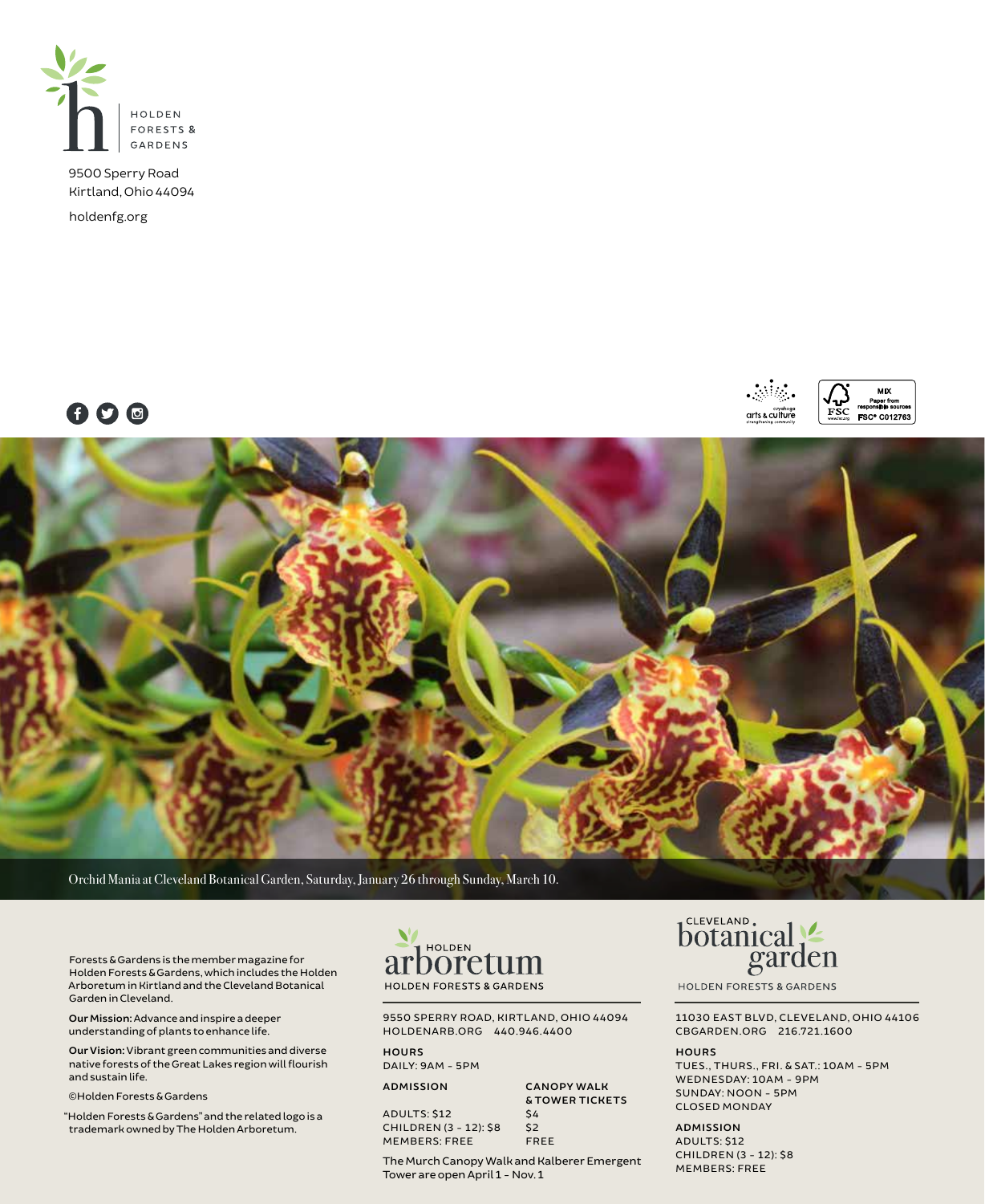HOLDEN FORESTS & GARDENS

9500 Sperry Road
Kirtland, Ohio 44094

holdenfg.org

Orchid Mania at Cleveland Botanical Garden, Saturday, January 26 through Sunday, March 10.

Forests & Gardens is the member magazine for Holden Forests & Gardens, which includes the Holden Arboretum in Kirtland and the Cleveland Botanical Garden in Cleveland.

**Our Mission:** Advance and inspire a deeper understanding of plants to enhance life.

**Our Vision:** Vibrant green communities and diverse native forests of the Great Lakes region will flourish and sustain life.

©Holden Forests & Gardens

"Holden Forests & Gardens" and the related logo is a trademark owned by The Holden Arboretum.

## Holden Arboretum

HOLDEN FORESTS & GARDENS

9550 SPERRY ROAD, KIRTLAND, OHIO 44094
HOLDENARB.ORG 440.946.4400

**HOURS**
DAILY: 9AM – 5PM

| ADMISSION | CANOPY WALK & TOWER TICKETS |
|---|---|
| ADULTS: $12 | $4 |
| CHILDREN (3 – 12): $8 | $2 |
| MEMBERS: FREE | FREE |

The Murch Canopy Walk and Kalberer Emergent Tower are open April 1 – Nov. 1

## Cleveland Botanical Garden

HOLDEN FORESTS & GARDENS

11030 EAST BLVD, CLEVELAND, OHIO 44106
CBGARDEN.ORG 216.721.1600

**HOURS**
TUES., THURS., FRI. & SAT.: 10AM – 5PM
WEDNESDAY: 10AM – 9PM
SUNDAY: NOON – 5PM
CLOSED MONDAY

**ADMISSION**
ADULTS: $12
CHILDREN (3 – 12): $8
MEMBERS: FREE